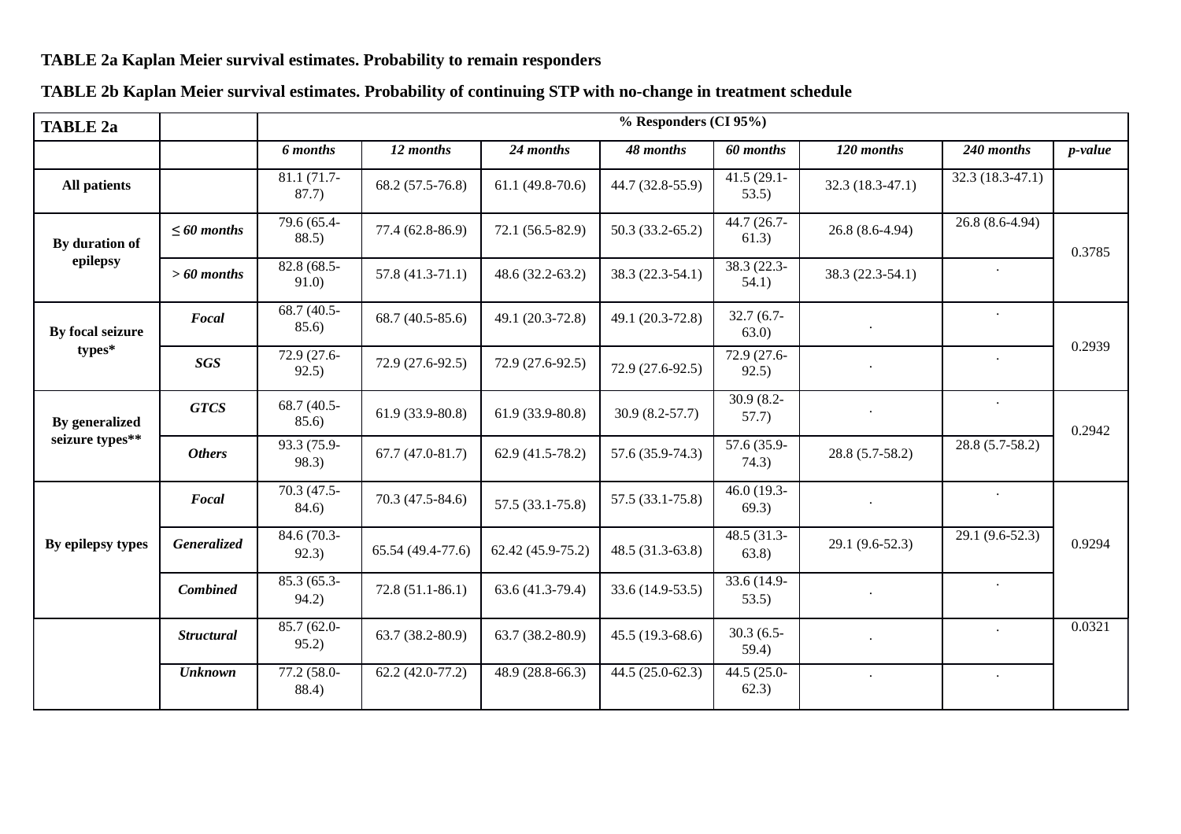**TABLE 2a Kaplan Meier survival estimates. Probability to remain responders**

**TABLE 2b Kaplan Meier survival estimates. Probability of continuing STP with no-change in treatment schedule**

| **TABLE 2a** | | **% Responders (CI 95%)** | | | | | | | |
|---|---|---|---|---|---|---|---|---|---|
| | | *6 months* | *12 months* | *24 months* | *48 months* | *60 months* | *120 months* | *240 months* | *p-value* |
| **All patients** | | 81.1 (71.7-87.7) | 68.2 (57.5-76.8) | 61.1 (49.8-70.6) | 44.7 (32.8-55.9) | 41.5 (29.1-53.5) | 32.3 (18.3-47.1) | 32.3 (18.3-47.1) | |
| **By duration of epilepsy** | *≤ 60 months* | 79.6 (65.4-88.5) | 77.4 (62.8-86.9) | 72.1 (56.5-82.9) | 50.3 (33.2-65.2) | 44.7 (26.7-61.3) | 26.8 (8.6-4.94) | 26.8 (8.6-4.94) | 0.3785 |
| | *> 60 months* | 82.8 (68.5-91.0) | 57.8 (41.3-71.1) | 48.6 (32.2-63.2) | 38.3 (22.3-54.1) | 38.3 (22.3-54.1) | 38.3 (22.3-54.1) | . | |
| **By focal seizure types*** | *Focal* | 68.7 (40.5-85.6) | 68.7 (40.5-85.6) | 49.1 (20.3-72.8) | 49.1 (20.3-72.8) | 32.7 (6.7-63.0) | . | . | 0.2939 |
| | *SGS* | 72.9 (27.6-92.5) | 72.9 (27.6-92.5) | 72.9 (27.6-92.5) | 72.9 (27.6-92.5) | 72.9 (27.6-92.5) | . | . | |
| **By generalized seizure types**** | *GTCS* | 68.7 (40.5-85.6) | 61.9 (33.9-80.8) | 61.9 (33.9-80.8) | 30.9 (8.2-57.7) | 30.9 (8.2-57.7) | . | . | 0.2942 |
| | *Others* | 93.3 (75.9-98.3) | 67.7 (47.0-81.7) | 62.9 (41.5-78.2) | 57.6 (35.9-74.3) | 57.6 (35.9-74.3) | 28.8 (5.7-58.2) | 28.8 (5.7-58.2) | |
| **By epilepsy types** | *Focal* | 70.3 (47.5-84.6) | 70.3 (47.5-84.6) | 57.5 (33.1-75.8) | 57.5 (33.1-75.8) | 46.0 (19.3-69.3) | . | . | 0.9294 |
| | *Generalized* | 84.6 (70.3-92.3) | 65.54 (49.4-77.6) | 62.42 (45.9-75.2) | 48.5 (31.3-63.8) | 48.5 (31.3-63.8) | 29.1 (9.6-52.3) | 29.1 (9.6-52.3) | |
| | *Combined* | 85.3 (65.3-94.2) | 72.8 (51.1-86.1) | 63.6 (41.3-79.4) | 33.6 (14.9-53.5) | 33.6 (14.9-53.5) | . | . | |
| | *Structural* | 85.7 (62.0-95.2) | 63.7 (38.2-80.9) | 63.7 (38.2-80.9) | 45.5 (19.3-68.6) | 30.3 (6.5-59.4) | . | . | 0.0321 |
| | *Unknown* | 77.2 (58.0-88.4) | 62.2 (42.0-77.2) | 48.9 (28.8-66.3) | 44.5 (25.0-62.3) | 44.5 (25.0-62.3) | . | . | |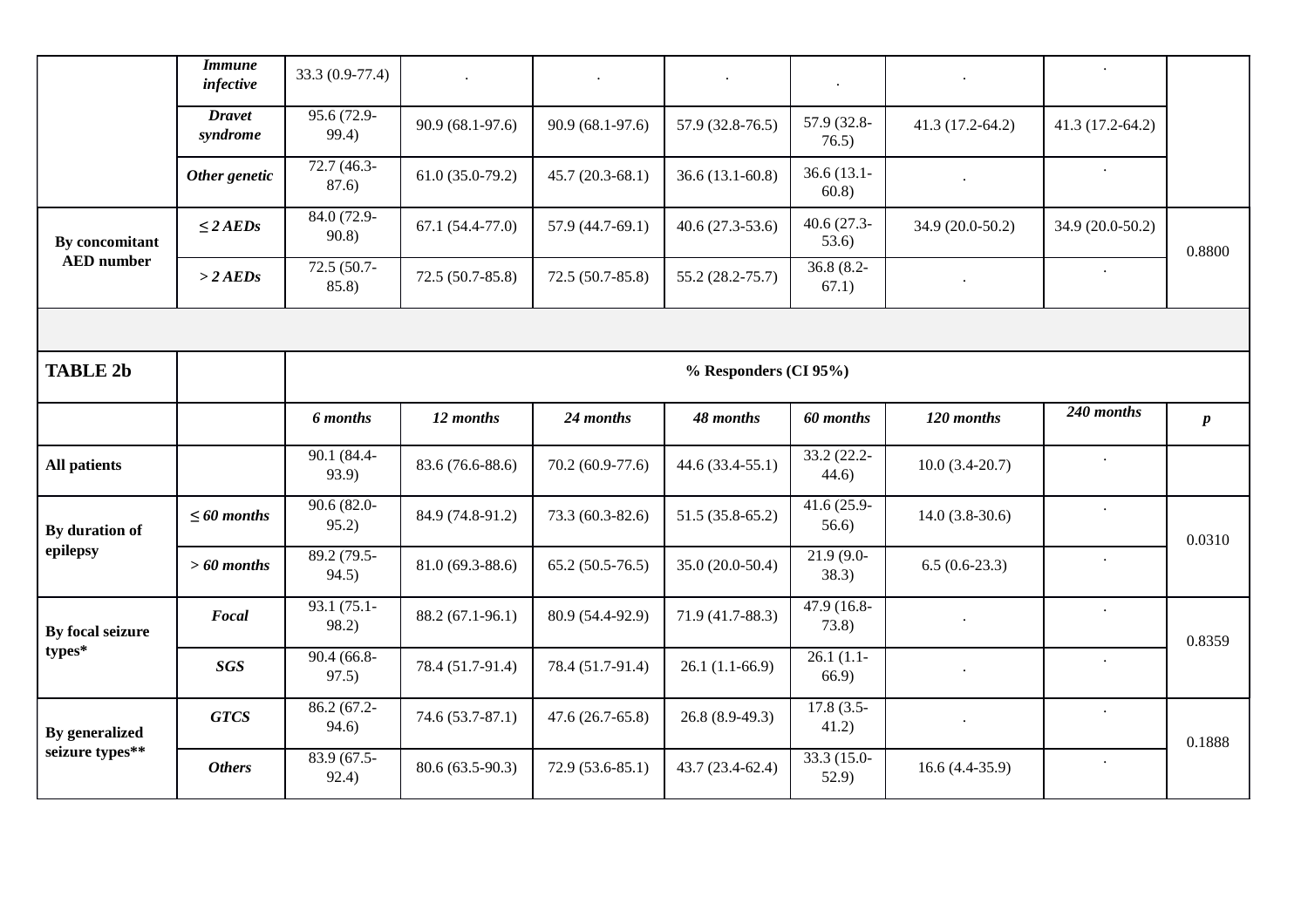| | | | | | | | | | |
|---|---|---|---|---|---|---|---|---|---|
| | ***Immune infective*** | 33.3 (0.9-77.4) | . | . | . | . | . | . | |
| | ***Dravet syndrome*** | 95.6 (72.9-99.4) | 90.9 (68.1-97.6) | 90.9 (68.1-97.6) | 57.9 (32.8-76.5) | 57.9 (32.8-76.5) | 41.3 (17.2-64.2) | 41.3 (17.2-64.2) | |
| | ***Other genetic*** | 72.7 (46.3-87.6) | 61.0 (35.0-79.2) | 45.7 (20.3-68.1) | 36.6 (13.1-60.8) | 36.6 (13.1-60.8) | . | . | |
| **By concomitant AED number** | ***≤ 2 AEDs*** | 84.0 (72.9-90.8) | 67.1 (54.4-77.0) | 57.9 (44.7-69.1) | 40.6 (27.3-53.6) | 40.6 (27.3-53.6) | 34.9 (20.0-50.2) | 34.9 (20.0-50.2) | 0.8800 |
| | ***> 2 AEDs*** | 72.5 (50.7-85.8) | 72.5 (50.7-85.8) | 72.5 (50.7-85.8) | 55.2 (28.2-75.7) | 36.8 (8.2-67.1) | . | . | |

| **TABLE 2b** | | **% Responders (CI 95%)** | | | | | | | |
|---|---|---|---|---|---|---|---|---|---|
| | | ***6 months*** | ***12 months*** | ***24 months*** | ***48 months*** | ***60 months*** | ***120 months*** | ***240 months*** | ***p*** |
| **All patients** | | 90.1 (84.4-93.9) | 83.6 (76.6-88.6) | 70.2 (60.9-77.6) | 44.6 (33.4-55.1) | 33.2 (22.2-44.6) | 10.0 (3.4-20.7) | . | |
| **By duration of epilepsy** | ***≤ 60 months*** | 90.6 (82.0-95.2) | 84.9 (74.8-91.2) | 73.3 (60.3-82.6) | 51.5 (35.8-65.2) | 41.6 (25.9-56.6) | 14.0 (3.8-30.6) | . | 0.0310 |
| | ***> 60 months*** | 89.2 (79.5-94.5) | 81.0 (69.3-88.6) | 65.2 (50.5-76.5) | 35.0 (20.0-50.4) | 21.9 (9.0-38.3) | 6.5 (0.6-23.3) | . | |
| **By focal seizure types*** | ***Focal*** | 93.1 (75.1-98.2) | 88.2 (67.1-96.1) | 80.9 (54.4-92.9) | 71.9 (41.7-88.3) | 47.9 (16.8-73.8) | . | . | 0.8359 |
| | ***SGS*** | 90.4 (66.8-97.5) | 78.4 (51.7-91.4) | 78.4 (51.7-91.4) | 26.1 (1.1-66.9) | 26.1 (1.1-66.9) | . | . | |
| **By generalized seizure types**** | ***GTCS*** | 86.2 (67.2-94.6) | 74.6 (53.7-87.1) | 47.6 (26.7-65.8) | 26.8 (8.9-49.3) | 17.8 (3.5-41.2) | . | . | 0.1888 |
| | ***Others*** | 83.9 (67.5-92.4) | 80.6 (63.5-90.3) | 72.9 (53.6-85.1) | 43.7 (23.4-62.4) | 33.3 (15.0-52.9) | 16.6 (4.4-35.9) | . | |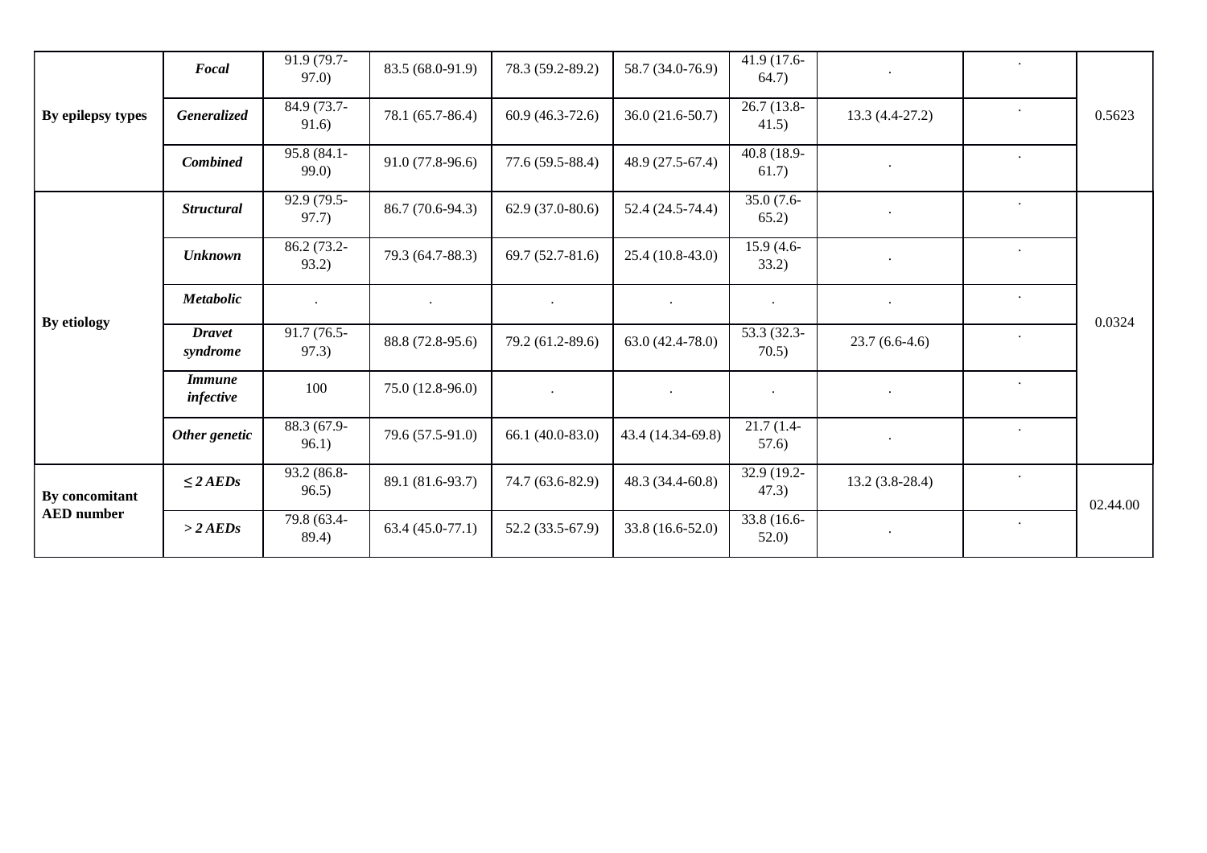| | | | | | | | | | |
|---|---|---|---|---|---|---|---|---|---|
| **By epilepsy types** | ***Focal*** | 91.9 (79.7-97.0) | 83.5 (68.0-91.9) | 78.3 (59.2-89.2) | 58.7 (34.0-76.9) | 41.9 (17.6-64.7) | . | . | 0.5623 |
| | ***Generalized*** | 84.9 (73.7-91.6) | 78.1 (65.7-86.4) | 60.9 (46.3-72.6) | 36.0 (21.6-50.7) | 26.7 (13.8-41.5) | 13.3 (4.4-27.2) | . | |
| | ***Combined*** | 95.8 (84.1-99.0) | 91.0 (77.8-96.6) | 77.6 (59.5-88.4) | 48.9 (27.5-67.4) | 40.8 (18.9-61.7) | . | . | |
| **By etiology** | ***Structural*** | 92.9 (79.5-97.7) | 86.7 (70.6-94.3) | 62.9 (37.0-80.6) | 52.4 (24.5-74.4) | 35.0 (7.6-65.2) | . | . | 0.0324 |
| | ***Unknown*** | 86.2 (73.2-93.2) | 79.3 (64.7-88.3) | 69.7 (52.7-81.6) | 25.4 (10.8-43.0) | 15.9 (4.6-33.2) | . | . | |
| | ***Metabolic*** | . | . | . | . | . | . | . | |
| | ***Dravet syndrome*** | 91.7 (76.5-97.3) | 88.8 (72.8-95.6) | 79.2 (61.2-89.6) | 63.0 (42.4-78.0) | 53.3 (32.3-70.5) | 23.7 (6.6-4.6) | . | |
| | ***Immune infective*** | 100 | 75.0 (12.8-96.0) | . | . | . | . | . | |
| | ***Other genetic*** | 88.3 (67.9-96.1) | 79.6 (57.5-91.0) | 66.1 (40.0-83.0) | 43.4 (14.34-69.8) | 21.7 (1.4-57.6) | . | . | |
| **By concomitant AED number** | ***≤ 2 AEDs*** | 93.2 (86.8-96.5) | 89.1 (81.6-93.7) | 74.7 (63.6-82.9) | 48.3 (34.4-60.8) | 32.9 (19.2-47.3) | 13.2 (3.8-28.4) | . | 02.44.00 |
| | ***> 2 AEDs*** | 79.8 (63.4-89.4) | 63.4 (45.0-77.1) | 52.2 (33.5-67.9) | 33.8 (16.6-52.0) | 33.8 (16.6-52.0) | . | . | |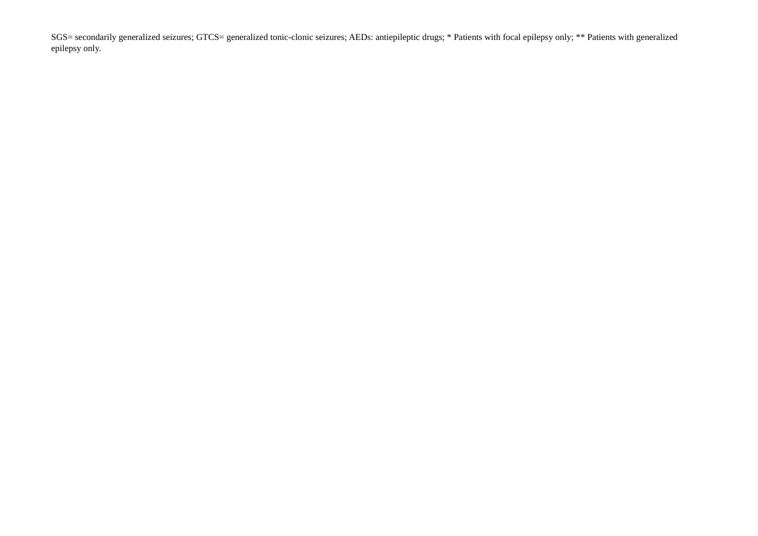SGS= secondarily generalized seizures; GTCS= generalized tonic-clonic seizures; AEDs: antiepileptic drugs; * Patients with focal epilepsy only; ** Patients with generalized epilepsy only.